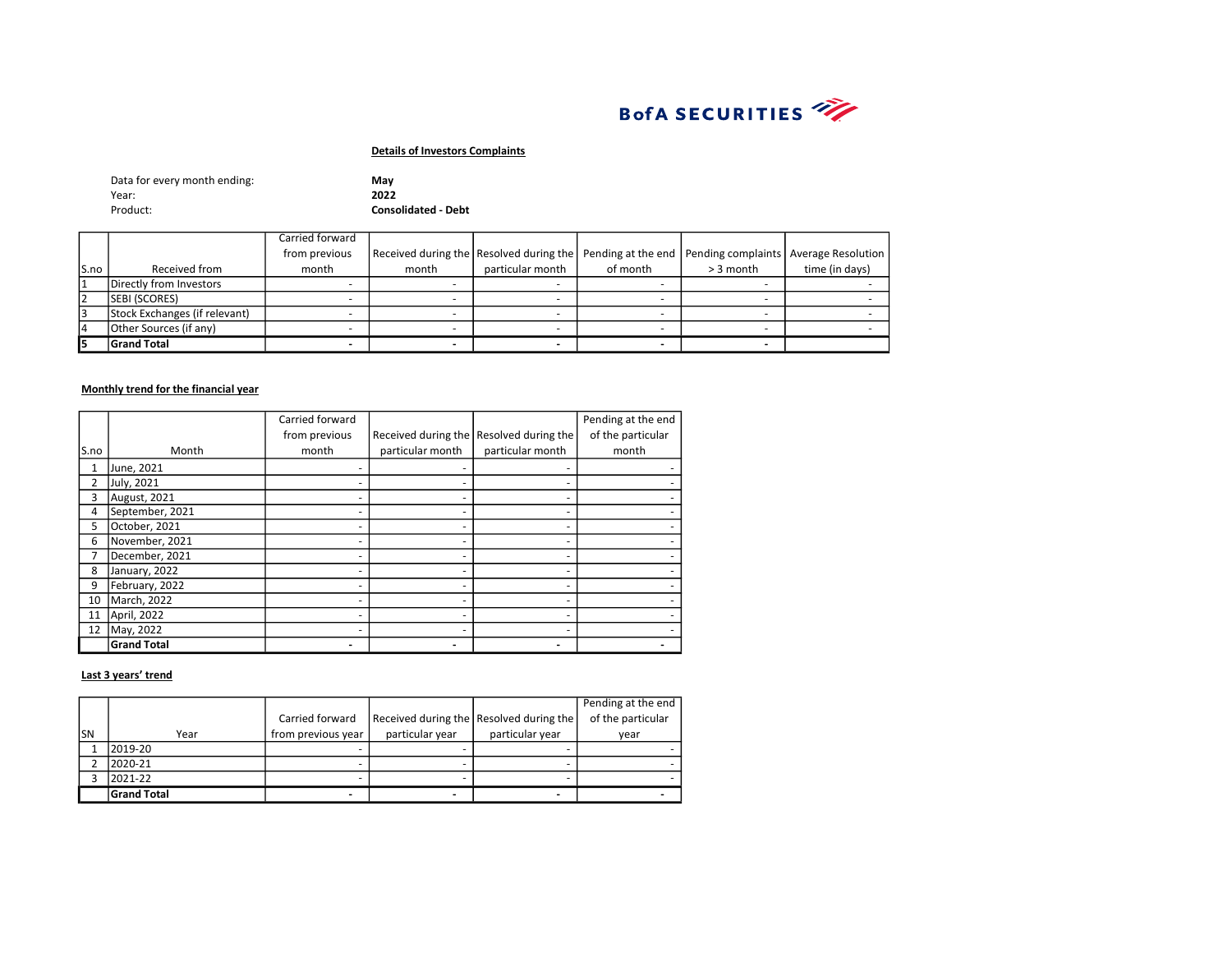BofA SECURITIES

**Details of Investors Complaints**

Data for every month ending: **May**
Year: **2022**
Product: **Consolidated - Debt**

| S.no | Received from | Carried forward from previous month | Received during the month | Resolved during the particular month | Pending at the end of month | Pending complaints > 3 month | Average Resolution time (in days) |
|---|---|---|---|---|---|---|---|
| 1 | Directly from Investors | - | - | - | - | - | - |
| 2 | SEBI (SCORES) | - | - | - | - | - | - |
| 3 | Stock Exchanges (if relevant) | - | - | - | - | - | - |
| 4 | Other Sources (if any) | - | - | - | - | - | - |
| **5** | **Grand Total** | **-** | **-** | **-** | **-** | **-** | |

**Monthly trend for the financial year**

| S.no | Month | Carried forward from previous month | Received during the particular month | Resolved during the particular month | Pending at the end of the particular month |
|---|---|---|---|---|---|
| 1 | June, 2021 | - | - | - | - |
| 2 | July, 2021 | - | - | - | - |
| 3 | August, 2021 | - | - | - | - |
| 4 | September, 2021 | - | - | - | - |
| 5 | October, 2021 | - | - | - | - |
| 6 | November, 2021 | - | - | - | - |
| 7 | December, 2021 | - | - | - | - |
| 8 | January, 2022 | - | - | - | - |
| 9 | February, 2022 | - | - | - | - |
| 10 | March, 2022 | - | - | - | - |
| 11 | April, 2022 | - | - | - | - |
| 12 | May, 2022 | - | - | - | - |
| | **Grand Total** | **-** | **-** | **-** | **-** |

**Last 3 years' trend**

| SN | Year | Carried forward from previous year | Received during the particular year | Resolved during the particular year | Pending at the end of the particular year |
|---|---|---|---|---|---|
| 1 | 2019-20 | - | - | - | - |
| 2 | 2020-21 | - | - | - | - |
| 3 | 2021-22 | - | - | - | - |
| | **Grand Total** | **-** | **-** | **-** | **-** |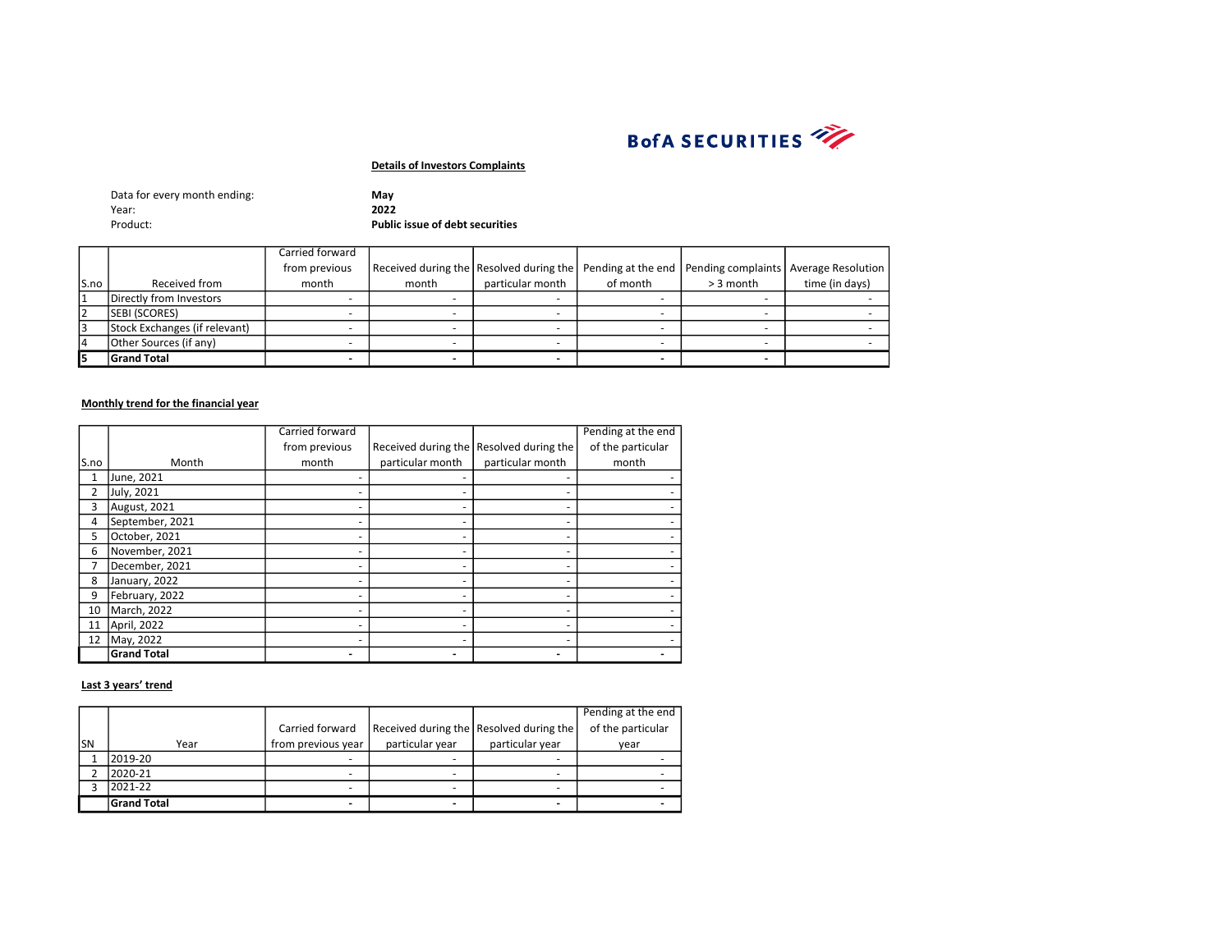BofA SECURITIES

**Details of Investors Complaints**

Data for every month ending: **May**
Year: **2022**
Product: **Public issue of debt securities**

| S.no | Received from | Carried forward from previous month | Received during the month | Resolved during the particular month | Pending at the end of month | Pending complaints > 3 month | Average Resolution time (in days) |
|---|---|---|---|---|---|---|---|
| 1 | Directly from Investors | - | - | - | - | - | - |
| 2 | SEBI (SCORES) | - | - | - | - | - | - |
| 3 | Stock Exchanges (if relevant) | - | - | - | - | - | - |
| 4 | Other Sources (if any) | - | - | - | - | - | - |
| **5** | **Grand Total** | **-** | **-** | **-** | **-** | **-** | |

**Monthly trend for the financial year**

| S.no | Month | Carried forward from previous month | Received during the particular month | Resolved during the particular month | Pending at the end of the particular month |
|---|---|---|---|---|---|
| 1 | June, 2021 | - | - | - | - |
| 2 | July, 2021 | - | - | - | - |
| 3 | August, 2021 | - | - | - | - |
| 4 | September, 2021 | - | - | - | - |
| 5 | October, 2021 | - | - | - | - |
| 6 | November, 2021 | - | - | - | - |
| 7 | December, 2021 | - | - | - | - |
| 8 | January, 2022 | - | - | - | - |
| 9 | February, 2022 | - | - | - | - |
| 10 | March, 2022 | - | - | - | - |
| 11 | April, 2022 | - | - | - | - |
| 12 | May, 2022 | - | - | - | - |
| | **Grand Total** | **-** | **-** | **-** | **-** |

**Last 3 years' trend**

| SN | Year | Carried forward from previous year | Received during the particular year | Resolved during the particular year | Pending at the end of the particular year |
|---|---|---|---|---|---|
| 1 | 2019-20 | - | - | - | - |
| 2 | 2020-21 | - | - | - | - |
| 3 | 2021-22 | - | - | - | - |
| | **Grand Total** | **-** | **-** | **-** | **-** |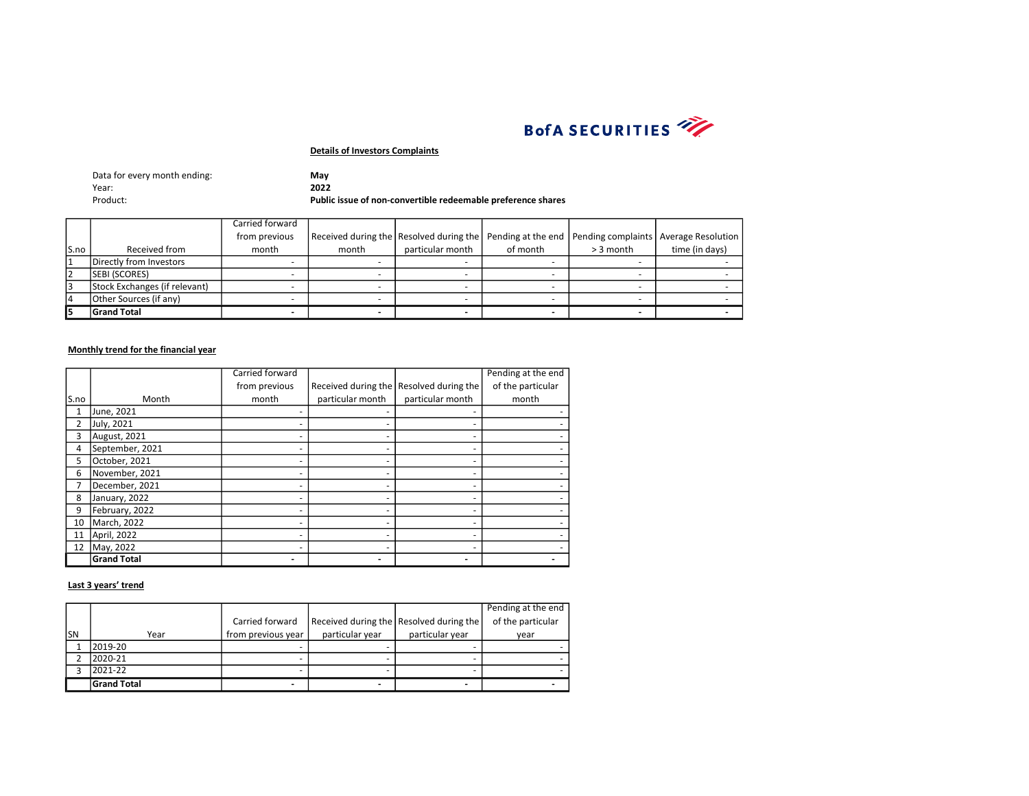BofA SECURITIES

**Details of Investors Complaints**

Data for every month ending: **May**
Year: **2022**
Product: **Public issue of non-convertible redeemable preference shares**

| S.no | Received from | Carried forward from previous month | Received during the month | Resolved during the particular month | Pending at the end of month | Pending complaints > 3 month | Average Resolution time (in days) |
|---|---|---|---|---|---|---|---|
| 1 | Directly from Investors | - | - | - | - | - | - |
| 2 | SEBI (SCORES) | - | - | - | - | - | - |
| 3 | Stock Exchanges (if relevant) | - | - | - | - | - | - |
| 4 | Other Sources (if any) | - | - | - | - | - | - |
| **5** | **Grand Total** | **-** | **-** | **-** | **-** | **-** | **-** |

**Monthly trend for the financial year**

| S.no | Month | Carried forward from previous month | Received during the particular month | Resolved during the particular month | Pending at the end of the particular month |
|---|---|---|---|---|---|
| 1 | June, 2021 | - | - | - | - |
| 2 | July, 2021 | - | - | - | - |
| 3 | August, 2021 | - | - | - | - |
| 4 | September, 2021 | - | - | - | - |
| 5 | October, 2021 | - | - | - | - |
| 6 | November, 2021 | - | - | - | - |
| 7 | December, 2021 | - | - | - | - |
| 8 | January, 2022 | - | - | - | - |
| 9 | February, 2022 | - | - | - | - |
| 10 | March, 2022 | - | - | - | - |
| 11 | April, 2022 | - | - | - | - |
| 12 | May, 2022 | - | - | - | - |
| | **Grand Total** | **-** | **-** | **-** | **-** |

**Last 3 years' trend**

| SN | Year | Carried forward from previous year | Received during the particular year | Resolved during the particular year | Pending at the end of the particular year |
|---|---|---|---|---|---|
| 1 | 2019-20 | - | - | - | - |
| 2 | 2020-21 | - | - | - | - |
| 3 | 2021-22 | - | - | - | - |
| | **Grand Total** | **-** | **-** | **-** | **-** |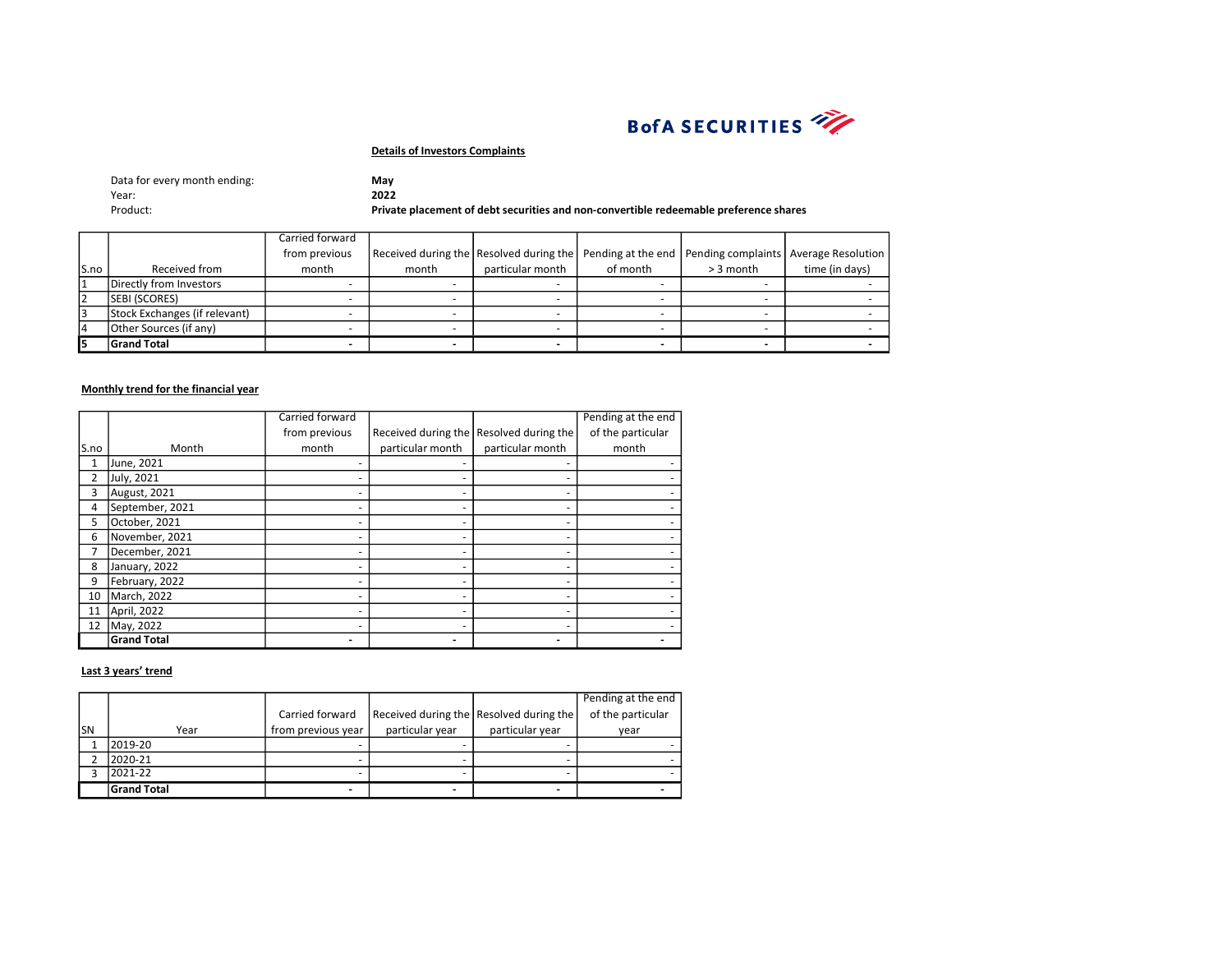BofA SECURITIES

**Details of Investors Complaints**

Data for every month ending: **May**
Year: **2022**
Product: **Private placement of debt securities and non-convertible redeemable preference shares**

| S.no | Received from | Carried forward from previous month | Received during the month | Resolved during the particular month | Pending at the end of month | Pending complaints > 3 month | Average Resolution time (in days) |
|---|---|---|---|---|---|---|---|
| 1 | Directly from Investors | - | - | - | - | - | - |
| 2 | SEBI (SCORES) | - | - | - | - | - | - |
| 3 | Stock Exchanges (if relevant) | - | - | - | - | - | - |
| 4 | Other Sources (if any) | - | - | - | - | - | - |
| **5** | **Grand Total** | **-** | **-** | **-** | **-** | **-** | **-** |

**Monthly trend for the financial year**

| S.no | Month | Carried forward from previous month | Received during the particular month | Resolved during the particular month | Pending at the end of the particular month |
|---|---|---|---|---|---|
| 1 | June, 2021 | - | - | - | - |
| 2 | July, 2021 | - | - | - | - |
| 3 | August, 2021 | - | - | - | - |
| 4 | September, 2021 | - | - | - | - |
| 5 | October, 2021 | - | - | - | - |
| 6 | November, 2021 | - | - | - | - |
| 7 | December, 2021 | - | - | - | - |
| 8 | January, 2022 | - | - | - | - |
| 9 | February, 2022 | - | - | - | - |
| 10 | March, 2022 | - | - | - | - |
| 11 | April, 2022 | - | - | - | - |
| 12 | May, 2022 | - | - | - | - |
| | **Grand Total** | **-** | **-** | **-** | **-** |

**Last 3 years' trend**

| SN | Year | Carried forward from previous year | Received during the particular year | Resolved during the particular year | Pending at the end of the particular year |
|---|---|---|---|---|---|
| 1 | 2019-20 | - | - | - | - |
| 2 | 2020-21 | - | - | - | - |
| 3 | 2021-22 | - | - | - | - |
| | **Grand Total** | **-** | **-** | **-** | **-** |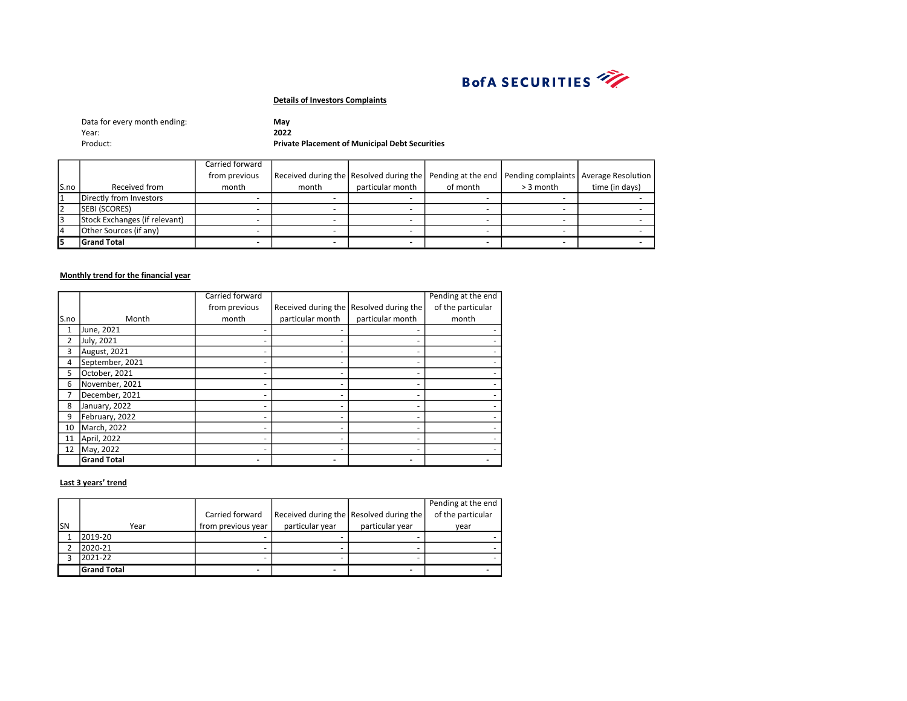BofA SECURITIES

**Details of Investors Complaints**

Data for every month ending: **May**
Year: **2022**
Product: **Private Placement of Municipal Debt Securities**

| S.no | Received from | Carried forward from previous month | Received during the month | Resolved during the particular month | Pending at the end of month | Pending complaints > 3 month | Average Resolution time (in days) |
|---|---|---|---|---|---|---|---|
| 1 | Directly from Investors | - | - | - | - | - | - |
| 2 | SEBI (SCORES) | - | - | - | - | - | - |
| 3 | Stock Exchanges (if relevant) | - | - | - | - | - | - |
| 4 | Other Sources (if any) | - | - | - | - | - | - |
| **5** | **Grand Total** | **-** | **-** | **-** | **-** | **-** | **-** |

**Monthly trend for the financial year**

| S.no | Month | Carried forward from previous month | Received during the particular month | Resolved during the particular month | Pending at the end of the particular month |
|---|---|---|---|---|---|
| 1 | June, 2021 | - | - | - | - |
| 2 | July, 2021 | - | - | - | - |
| 3 | August, 2021 | - | - | - | - |
| 4 | September, 2021 | - | - | - | - |
| 5 | October, 2021 | - | - | - | - |
| 6 | November, 2021 | - | - | - | - |
| 7 | December, 2021 | - | - | - | - |
| 8 | January, 2022 | - | - | - | - |
| 9 | February, 2022 | - | - | - | - |
| 10 | March, 2022 | - | - | - | - |
| 11 | April, 2022 | - | - | - | - |
| 12 | May, 2022 | - | - | - | - |
| | **Grand Total** | **-** | **-** | **-** | **-** |

**Last 3 years' trend**

| SN | Year | Carried forward from previous year | Received during the particular year | Resolved during the particular year | Pending at the end of the particular year |
|---|---|---|---|---|---|
| 1 | 2019-20 | - | - | - | - |
| 2 | 2020-21 | - | - | - | - |
| 3 | 2021-22 | - | - | - | - |
| | **Grand Total** | **-** | **-** | **-** | **-** |